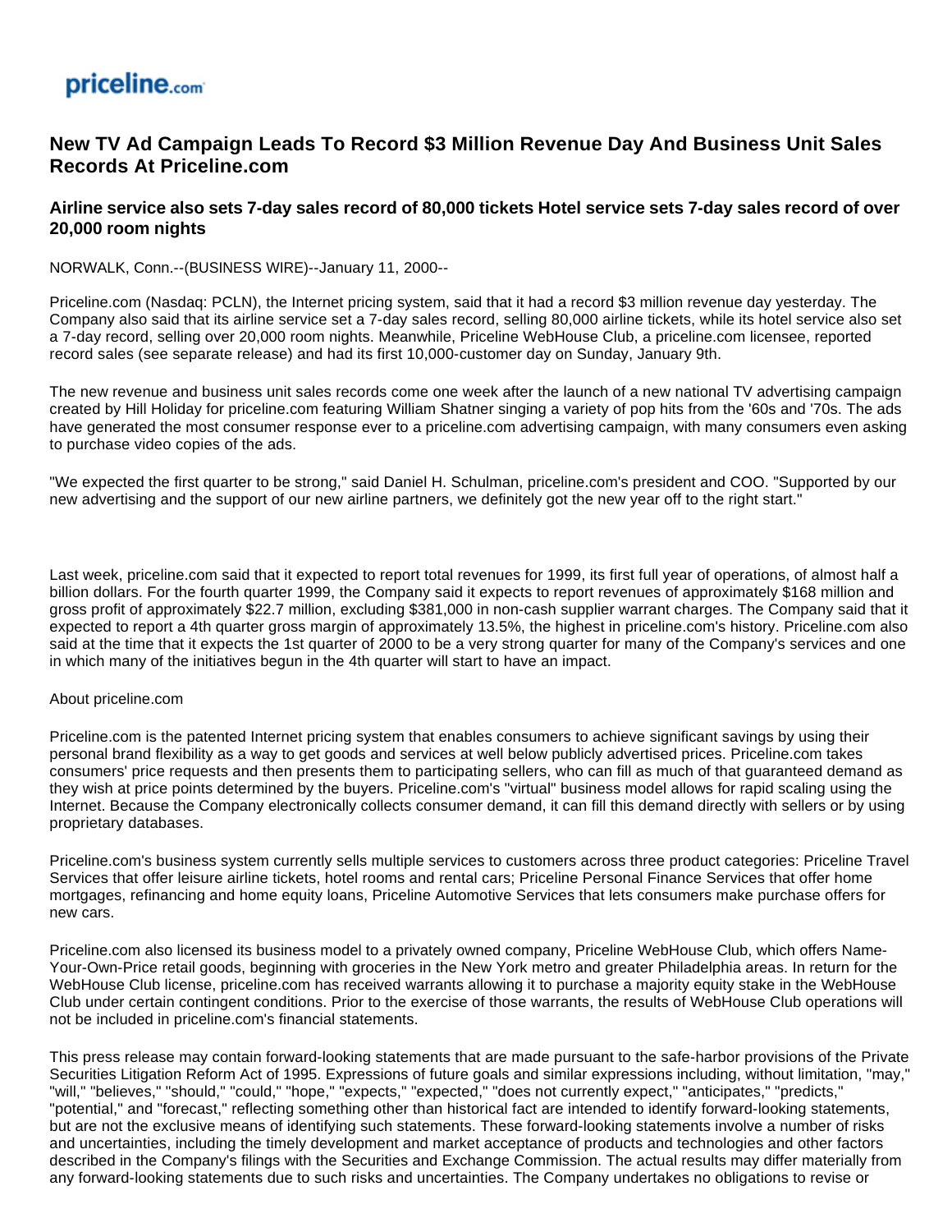priceline.com

# New TV Ad Campaign Leads To Record $3 Million Revenue Day And Business Unit Sales Records At Priceline.com

## Airline service also sets 7-day sales record of 80,000 tickets Hotel service sets 7-day sales record of over 20,000 room nights

NORWALK, Conn.--(BUSINESS WIRE)--January 11, 2000--

Priceline.com (Nasdaq: PCLN), the Internet pricing system, said that it had a record $3 million revenue day yesterday. The Company also said that its airline service set a 7-day sales record, selling 80,000 airline tickets, while its hotel service also set a 7-day record, selling over 20,000 room nights. Meanwhile, Priceline WebHouse Club, a priceline.com licensee, reported record sales (see separate release) and had its first 10,000-customer day on Sunday, January 9th.

The new revenue and business unit sales records come one week after the launch of a new national TV advertising campaign created by Hill Holiday for priceline.com featuring William Shatner singing a variety of pop hits from the '60s and '70s. The ads have generated the most consumer response ever to a priceline.com advertising campaign, with many consumers even asking to purchase video copies of the ads.

"We expected the first quarter to be strong," said Daniel H. Schulman, priceline.com's president and COO. "Supported by our new advertising and the support of our new airline partners, we definitely got the new year off to the right start."

Last week, priceline.com said that it expected to report total revenues for 1999, its first full year of operations, of almost half a billion dollars. For the fourth quarter 1999, the Company said it expects to report revenues of approximately $168 million and gross profit of approximately $22.7 million, excluding $381,000 in non-cash supplier warrant charges. The Company said that it expected to report a 4th quarter gross margin of approximately 13.5%, the highest in priceline.com's history. Priceline.com also said at the time that it expects the 1st quarter of 2000 to be a very strong quarter for many of the Company's services and one in which many of the initiatives begun in the 4th quarter will start to have an impact.

About priceline.com

Priceline.com is the patented Internet pricing system that enables consumers to achieve significant savings by using their personal brand flexibility as a way to get goods and services at well below publicly advertised prices. Priceline.com takes consumers' price requests and then presents them to participating sellers, who can fill as much of that guaranteed demand as they wish at price points determined by the buyers. Priceline.com's "virtual" business model allows for rapid scaling using the Internet. Because the Company electronically collects consumer demand, it can fill this demand directly with sellers or by using proprietary databases.

Priceline.com's business system currently sells multiple services to customers across three product categories: Priceline Travel Services that offer leisure airline tickets, hotel rooms and rental cars; Priceline Personal Finance Services that offer home mortgages, refinancing and home equity loans, Priceline Automotive Services that lets consumers make purchase offers for new cars.

Priceline.com also licensed its business model to a privately owned company, Priceline WebHouse Club, which offers Name-Your-Own-Price retail goods, beginning with groceries in the New York metro and greater Philadelphia areas. In return for the WebHouse Club license, priceline.com has received warrants allowing it to purchase a majority equity stake in the WebHouse Club under certain contingent conditions. Prior to the exercise of those warrants, the results of WebHouse Club operations will not be included in priceline.com's financial statements.

This press release may contain forward-looking statements that are made pursuant to the safe-harbor provisions of the Private Securities Litigation Reform Act of 1995. Expressions of future goals and similar expressions including, without limitation, "may," "will," "believes," "should," "could," "hope," "expects," "expected," "does not currently expect," "anticipates," "predicts," "potential," and "forecast," reflecting something other than historical fact are intended to identify forward-looking statements, but are not the exclusive means of identifying such statements. These forward-looking statements involve a number of risks and uncertainties, including the timely development and market acceptance of products and technologies and other factors described in the Company's filings with the Securities and Exchange Commission. The actual results may differ materially from any forward-looking statements due to such risks and uncertainties. The Company undertakes no obligations to revise or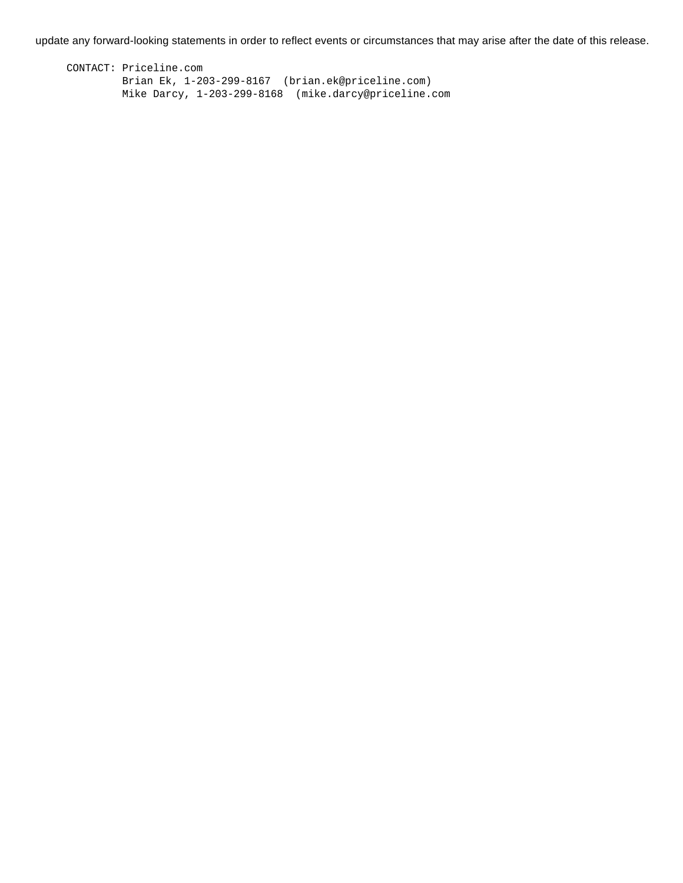update any forward-looking statements in order to reflect events or circumstances that may arise after the date of this release.

```
CONTACT: Priceline.com
         Brian Ek, 1-203-299-8167  (brian.ek@priceline.com)
         Mike Darcy, 1-203-299-8168  (mike.darcy@priceline.com
```